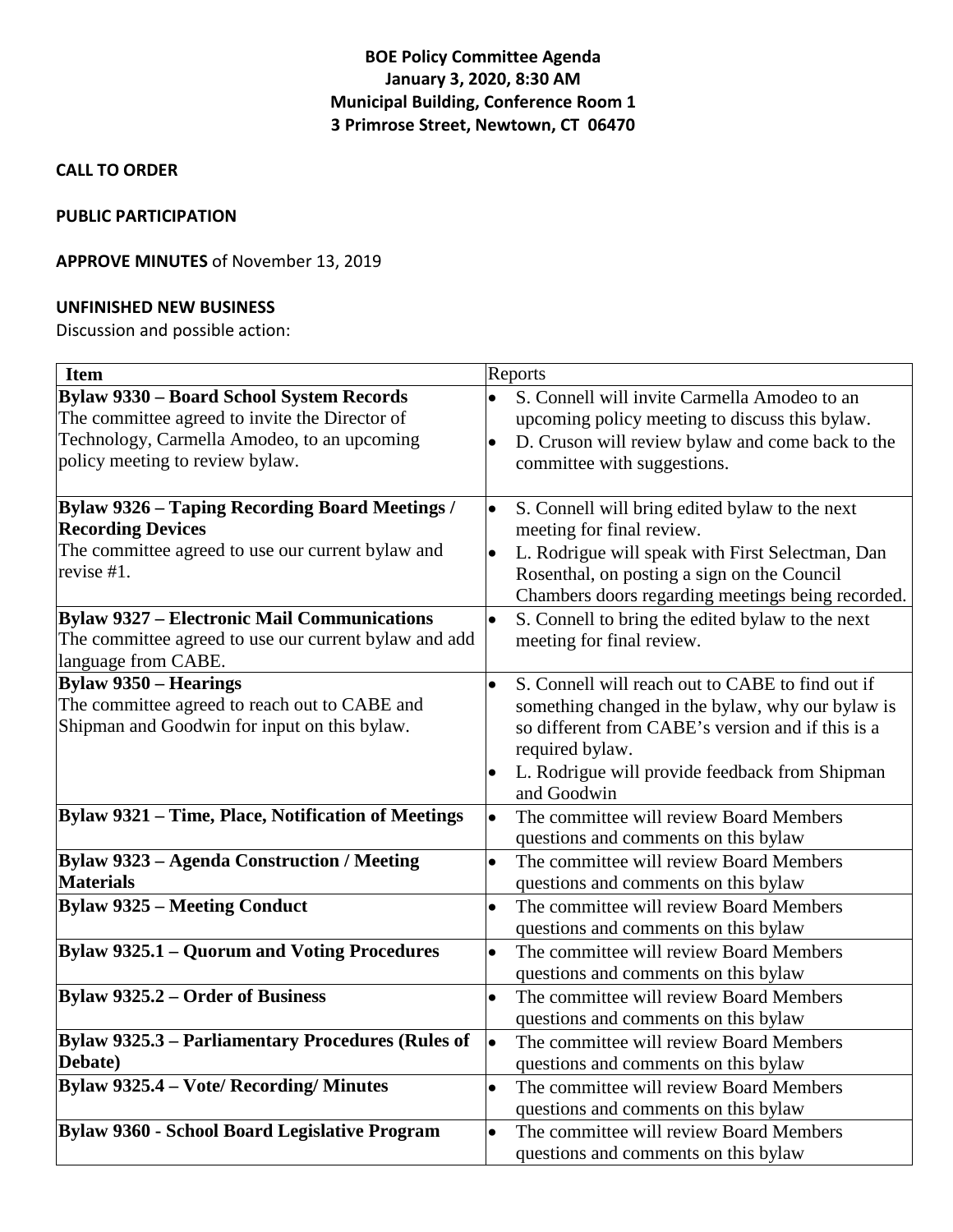# BOE Policy Committee Agenda
**January 3, 2020, 8:30 AM**
**Municipal Building, Conference Room 1**
**3 Primrose Street, Newtown, CT 06470**

**CALL TO ORDER**

**PUBLIC PARTICIPATION**

**APPROVE MINUTES** of November 13, 2019

**UNFINISHED NEW BUSINESS**

Discussion and possible action:

| Item | Reports |
|---|---|
| **Bylaw 9330 – Board School System Records**<br>The committee agreed to invite the Director of Technology, Carmella Amodeo, to an upcoming policy meeting to review bylaw. | • S. Connell will invite Carmella Amodeo to an upcoming policy meeting to discuss this bylaw.<br>• D. Cruson will review bylaw and come back to the committee with suggestions. |
| **Bylaw 9326 – Taping Recording Board Meetings / Recording Devices**<br>The committee agreed to use our current bylaw and revise #1. | • S. Connell will bring edited bylaw to the next meeting for final review.<br>• L. Rodrigue will speak with First Selectman, Dan Rosenthal, on posting a sign on the Council Chambers doors regarding meetings being recorded. |
| **Bylaw 9327 – Electronic Mail Communications**<br>The committee agreed to use our current bylaw and add language from CABE. | • S. Connell to bring the edited bylaw to the next meeting for final review. |
| **Bylaw 9350 – Hearings**<br>The committee agreed to reach out to CABE and Shipman and Goodwin for input on this bylaw. | • S. Connell will reach out to CABE to find out if something changed in the bylaw, why our bylaw is so different from CABE's version and if this is a required bylaw.<br>• L. Rodrigue will provide feedback from Shipman and Goodwin |
| **Bylaw 9321 – Time, Place, Notification of Meetings** | • The committee will review Board Members questions and comments on this bylaw |
| **Bylaw 9323 – Agenda Construction / Meeting Materials** | • The committee will review Board Members questions and comments on this bylaw |
| **Bylaw 9325 – Meeting Conduct** | • The committee will review Board Members questions and comments on this bylaw |
| **Bylaw 9325.1 – Quorum and Voting Procedures** | • The committee will review Board Members questions and comments on this bylaw |
| **Bylaw 9325.2 – Order of Business** | • The committee will review Board Members questions and comments on this bylaw |
| **Bylaw 9325.3 – Parliamentary Procedures (Rules of Debate)** | • The committee will review Board Members questions and comments on this bylaw |
| **Bylaw 9325.4 – Vote/ Recording/ Minutes** | • The committee will review Board Members questions and comments on this bylaw |
| **Bylaw 9360 - School Board Legislative Program** | • The committee will review Board Members questions and comments on this bylaw |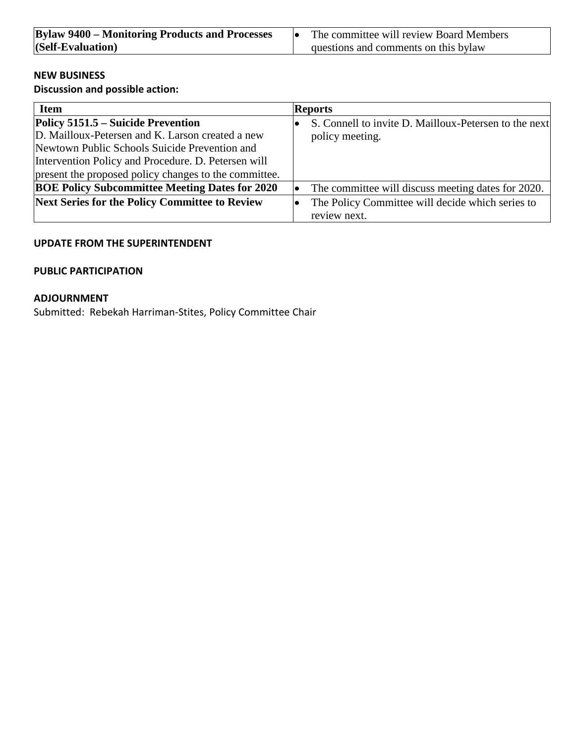| | |
|---|---|
| **Bylaw 9400 – Monitoring Products and Processes (Self-Evaluation)** | • The committee will review Board Members questions and comments on this bylaw |

**NEW BUSINESS**

**Discussion and possible action:**

| Item | Reports |
|---|---|
| **Policy 5151.5 – Suicide Prevention** D. Mailloux-Petersen and K. Larson created a new Newtown Public Schools Suicide Prevention and Intervention Policy and Procedure. D. Petersen will present the proposed policy changes to the committee. | • S. Connell to invite D. Mailloux-Petersen to the next policy meeting. |
| **BOE Policy Subcommittee Meeting Dates for 2020** | • The committee will discuss meeting dates for 2020. |
| **Next Series for the Policy Committee to Review** | • The Policy Committee will decide which series to review next. |

**UPDATE FROM THE SUPERINTENDENT**

**PUBLIC PARTICIPATION**

**ADJOURNMENT**

Submitted: Rebekah Harriman-Stites, Policy Committee Chair